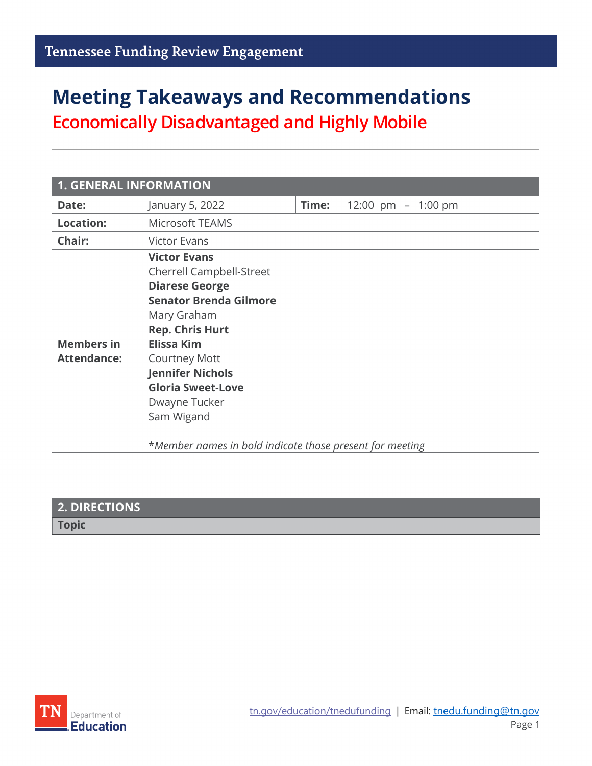Tennessee Funding Review Engagement

# Meeting Takeaways and Recommendations

## Economically Disadvantaged and Highly Mobile

| 1. GENERAL INFORMATION | | | |
|---|---|---|---|
| **Date:** | January 5, 2022 | **Time:** | 12:00 pm – 1:00 pm |
| **Location:** | Microsoft TEAMS | | |
| **Chair:** | Victor Evans | | |
| **Members in Attendance:** | **Victor Evans**<br>Cherrell Campbell-Street<br>**Diarese George**<br>**Senator Brenda Gilmore**<br>Mary Graham<br>**Rep. Chris Hurt**<br>**Elissa Kim**<br>Courtney Mott<br>**Jennifer Nichols**<br>**Gloria Sweet-Love**<br>Dwayne Tucker<br>Sam Wigand<br><br>*\*Member names in bold indicate those present for meeting* | | |

| 2. DIRECTIONS |
|---|
| **Topic** |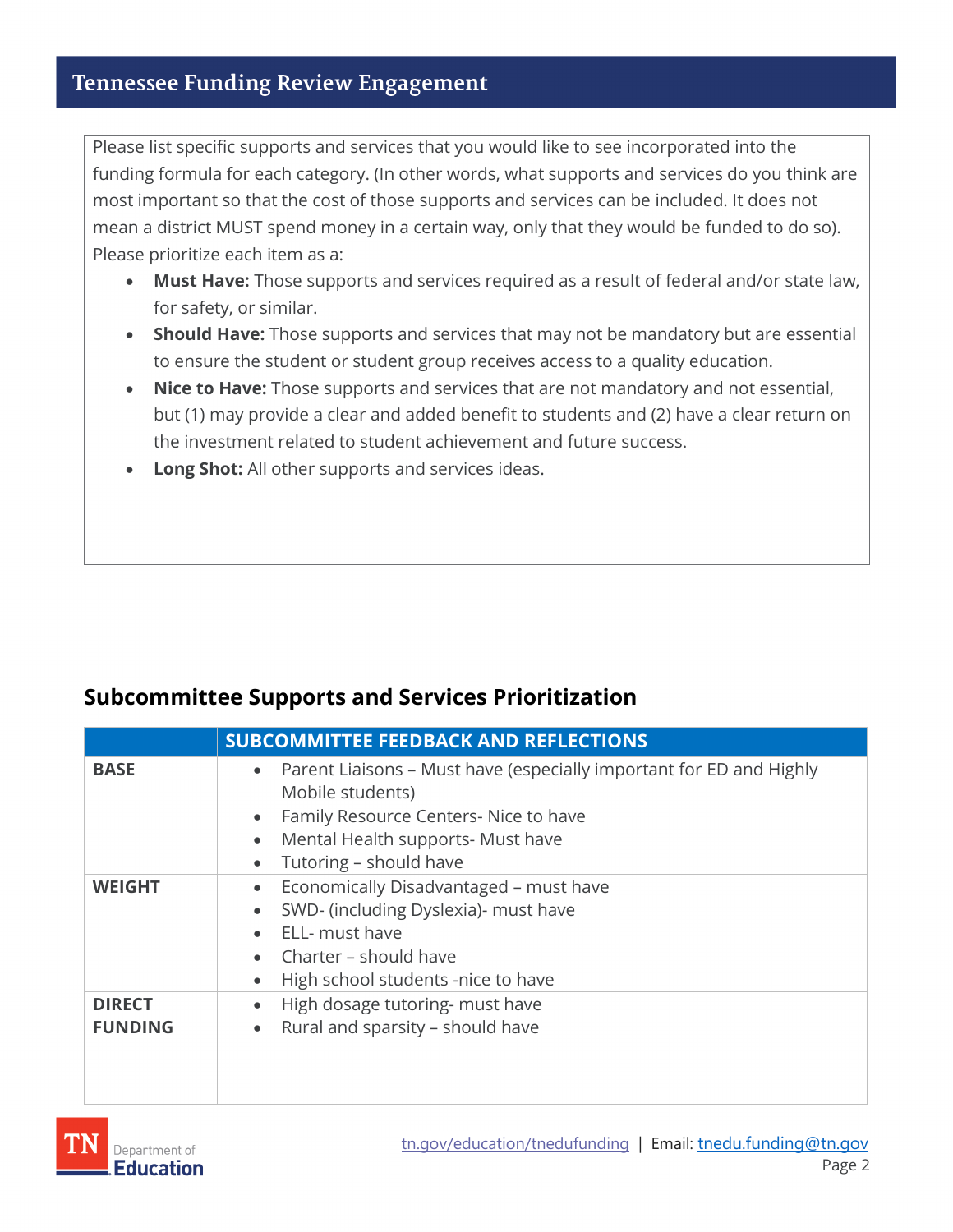Please list specific supports and services that you would like to see incorporated into the funding formula for each category. (In other words, what supports and services do you think are most important so that the cost of those supports and services can be included. It does not mean a district MUST spend money in a certain way, only that they would be funded to do so). Please prioritize each item as a:

- **Must Have:** Those supports and services required as a result of federal and/or state law, for safety, or similar.
- **Should Have:** Those supports and services that may not be mandatory but are essential to ensure the student or student group receives access to a quality education.
- **Nice to Have:** Those supports and services that are not mandatory and not essential, but (1) may provide a clear and added benefit to students and (2) have a clear return on the investment related to student achievement and future success.
- **Long Shot:** All other supports and services ideas.

## Subcommittee Supports and Services Prioritization

| | SUBCOMMITTEE FEEDBACK AND REFLECTIONS |
|---|---|
| **BASE** | • Parent Liaisons – Must have (especially important for ED and Highly Mobile students)<br>• Family Resource Centers- Nice to have<br>• Mental Health supports- Must have<br>• Tutoring – should have |
| **WEIGHT** | • Economically Disadvantaged – must have<br>• SWD- (including Dyslexia)- must have<br>• ELL- must have<br>• Charter – should have<br>• High school students -nice to have |
| **DIRECT FUNDING** | • High dosage tutoring- must have<br>• Rural and sparsity – should have |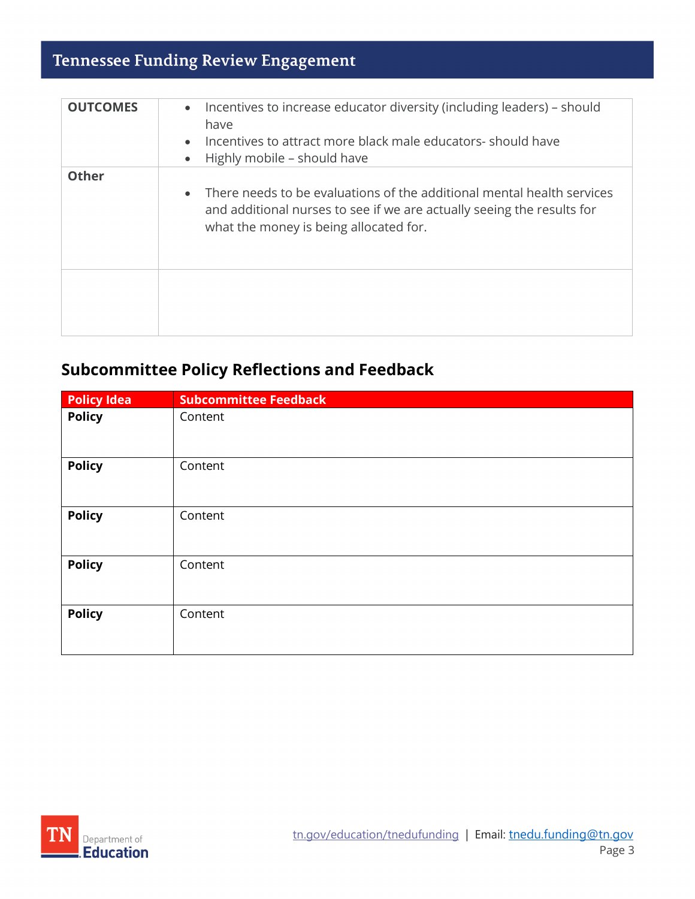| | |
|---|---|
| **OUTCOMES** | • Incentives to increase educator diversity (including leaders) – should have<br>• Incentives to attract more black male educators- should have<br>• Highly mobile – should have |
| **Other** | • There needs to be evaluations of the additional mental health services and additional nurses to see if we are actually seeing the results for what the money is being allocated for. |
| | |

## Subcommittee Policy Reflections and Feedback

| Policy Idea | Subcommittee Feedback |
|---|---|
| **Policy** | Content |
| **Policy** | Content |
| **Policy** | Content |
| **Policy** | Content |
| **Policy** | Content |